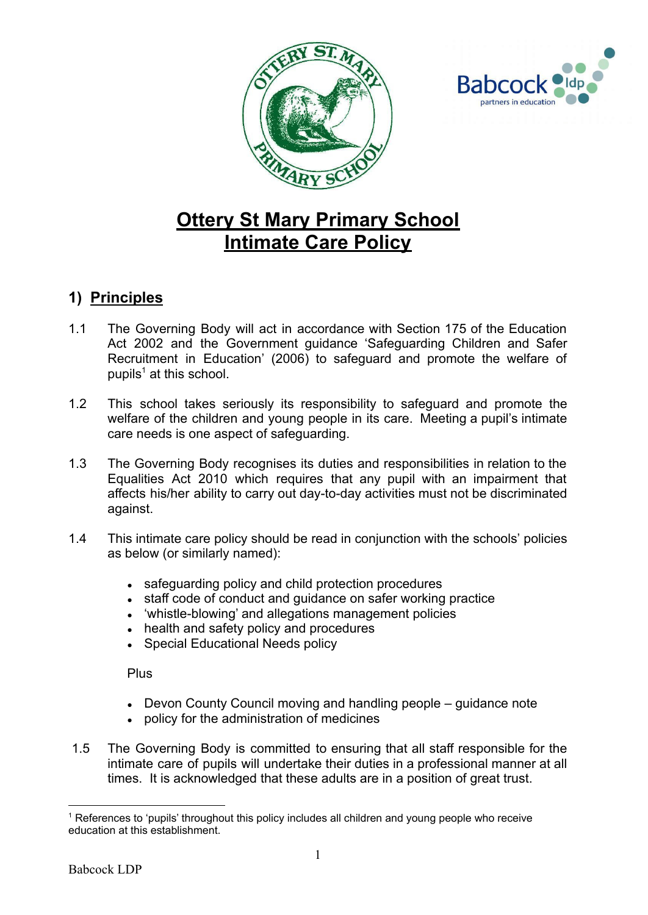# Ottery St Mary Primary School
# Intimate Care Policy

## 1) Principles

1.1 The Governing Body will act in accordance with Section 175 of the Education Act 2002 and the Government guidance 'Safeguarding Children and Safer Recruitment in Education' (2006) to safeguard and promote the welfare of pupils[1] at this school.

1.2 This school takes seriously its responsibility to safeguard and promote the welfare of the children and young people in its care. Meeting a pupil's intimate care needs is one aspect of safeguarding.

1.3 The Governing Body recognises its duties and responsibilities in relation to the Equalities Act 2010 which requires that any pupil with an impairment that affects his/her ability to carry out day-to-day activities must not be discriminated against.

1.4 This intimate care policy should be read in conjunction with the schools' policies as below (or similarly named):

- safeguarding policy and child protection procedures
- staff code of conduct and guidance on safer working practice
- 'whistle-blowing' and allegations management policies
- health and safety policy and procedures
- Special Educational Needs policy

Plus

- Devon County Council moving and handling people – guidance note
- policy for the administration of medicines

1.5 The Governing Body is committed to ensuring that all staff responsible for the intimate care of pupils will undertake their duties in a professional manner at all times. It is acknowledged that these adults are in a position of great trust.

[1] References to 'pupils' throughout this policy includes all children and young people who receive education at this establishment.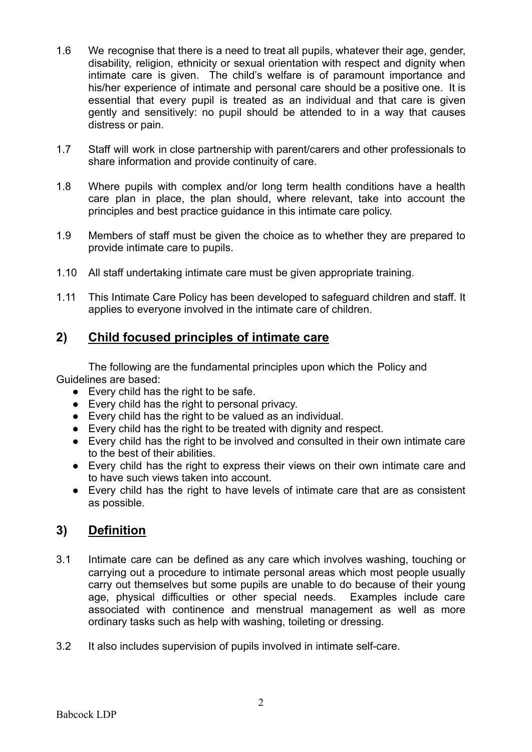1.6 We recognise that there is a need to treat all pupils, whatever their age, gender, disability, religion, ethnicity or sexual orientation with respect and dignity when intimate care is given. The child's welfare is of paramount importance and his/her experience of intimate and personal care should be a positive one. It is essential that every pupil is treated as an individual and that care is given gently and sensitively: no pupil should be attended to in a way that causes distress or pain.

1.7 Staff will work in close partnership with parent/carers and other professionals to share information and provide continuity of care.

1.8 Where pupils with complex and/or long term health conditions have a health care plan in place, the plan should, where relevant, take into account the principles and best practice guidance in this intimate care policy.

1.9 Members of staff must be given the choice as to whether they are prepared to provide intimate care to pupils.

1.10 All staff undertaking intimate care must be given appropriate training.

1.11 This Intimate Care Policy has been developed to safeguard children and staff. It applies to everyone involved in the intimate care of children.

## 2) Child focused principles of intimate care

The following are the fundamental principles upon which the Policy and Guidelines are based:

- Every child has the right to be safe.
- Every child has the right to personal privacy.
- Every child has the right to be valued as an individual.
- Every child has the right to be treated with dignity and respect.
- Every child has the right to be involved and consulted in their own intimate care to the best of their abilities.
- Every child has the right to express their views on their own intimate care and to have such views taken into account.
- Every child has the right to have levels of intimate care that are as consistent as possible.

## 3) Definition

3.1 Intimate care can be defined as any care which involves washing, touching or carrying out a procedure to intimate personal areas which most people usually carry out themselves but some pupils are unable to do because of their young age, physical difficulties or other special needs. Examples include care associated with continence and menstrual management as well as more ordinary tasks such as help with washing, toileting or dressing.

3.2 It also includes supervision of pupils involved in intimate self-care.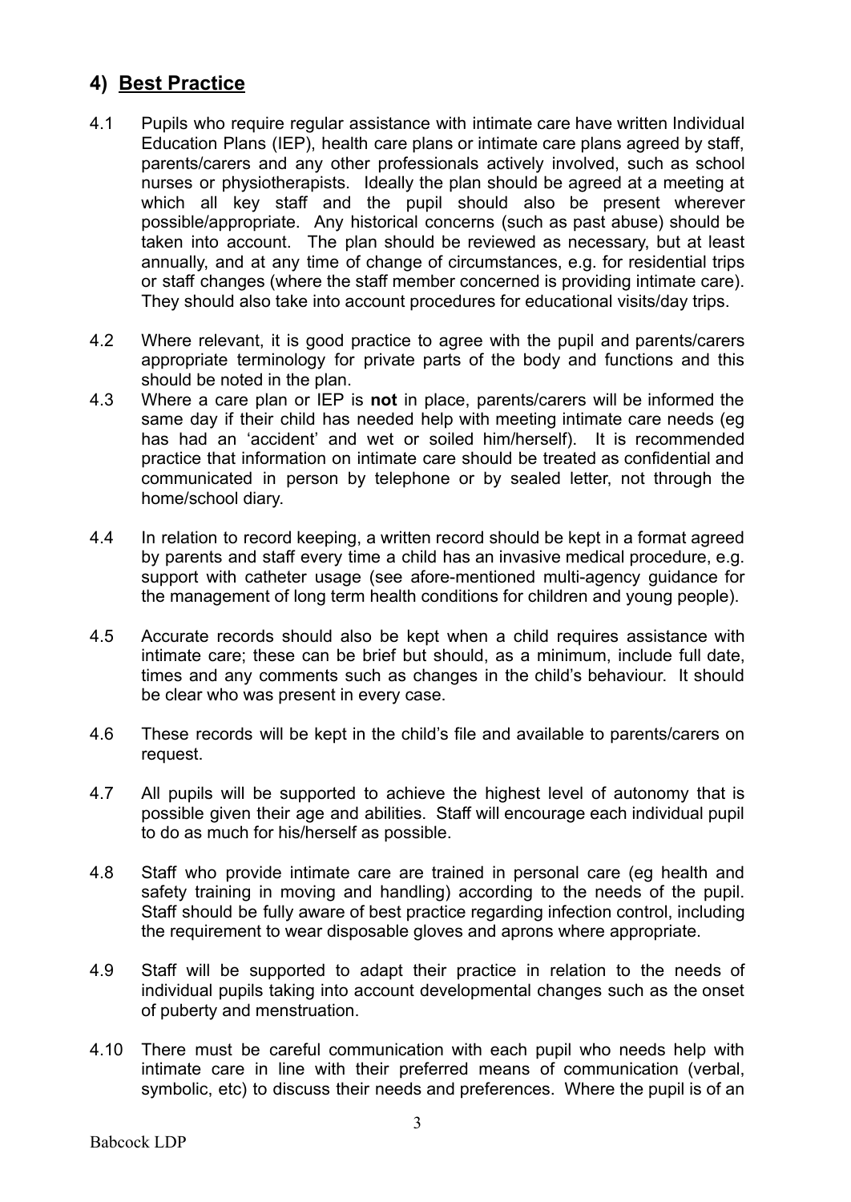## 4) Best Practice

4.1 Pupils who require regular assistance with intimate care have written Individual Education Plans (IEP), health care plans or intimate care plans agreed by staff, parents/carers and any other professionals actively involved, such as school nurses or physiotherapists. Ideally the plan should be agreed at a meeting at which all key staff and the pupil should also be present wherever possible/appropriate. Any historical concerns (such as past abuse) should be taken into account. The plan should be reviewed as necessary, but at least annually, and at any time of change of circumstances, e.g. for residential trips or staff changes (where the staff member concerned is providing intimate care). They should also take into account procedures for educational visits/day trips.

4.2 Where relevant, it is good practice to agree with the pupil and parents/carers appropriate terminology for private parts of the body and functions and this should be noted in the plan.

4.3 Where a care plan or IEP is **not** in place, parents/carers will be informed the same day if their child has needed help with meeting intimate care needs (eg has had an 'accident' and wet or soiled him/herself). It is recommended practice that information on intimate care should be treated as confidential and communicated in person by telephone or by sealed letter, not through the home/school diary.

4.4 In relation to record keeping, a written record should be kept in a format agreed by parents and staff every time a child has an invasive medical procedure, e.g. support with catheter usage (see afore-mentioned multi-agency guidance for the management of long term health conditions for children and young people).

4.5 Accurate records should also be kept when a child requires assistance with intimate care; these can be brief but should, as a minimum, include full date, times and any comments such as changes in the child's behaviour. It should be clear who was present in every case.

4.6 These records will be kept in the child's file and available to parents/carers on request.

4.7 All pupils will be supported to achieve the highest level of autonomy that is possible given their age and abilities. Staff will encourage each individual pupil to do as much for his/herself as possible.

4.8 Staff who provide intimate care are trained in personal care (eg health and safety training in moving and handling) according to the needs of the pupil. Staff should be fully aware of best practice regarding infection control, including the requirement to wear disposable gloves and aprons where appropriate.

4.9 Staff will be supported to adapt their practice in relation to the needs of individual pupils taking into account developmental changes such as the onset of puberty and menstruation.

4.10 There must be careful communication with each pupil who needs help with intimate care in line with their preferred means of communication (verbal, symbolic, etc) to discuss their needs and preferences. Where the pupil is of an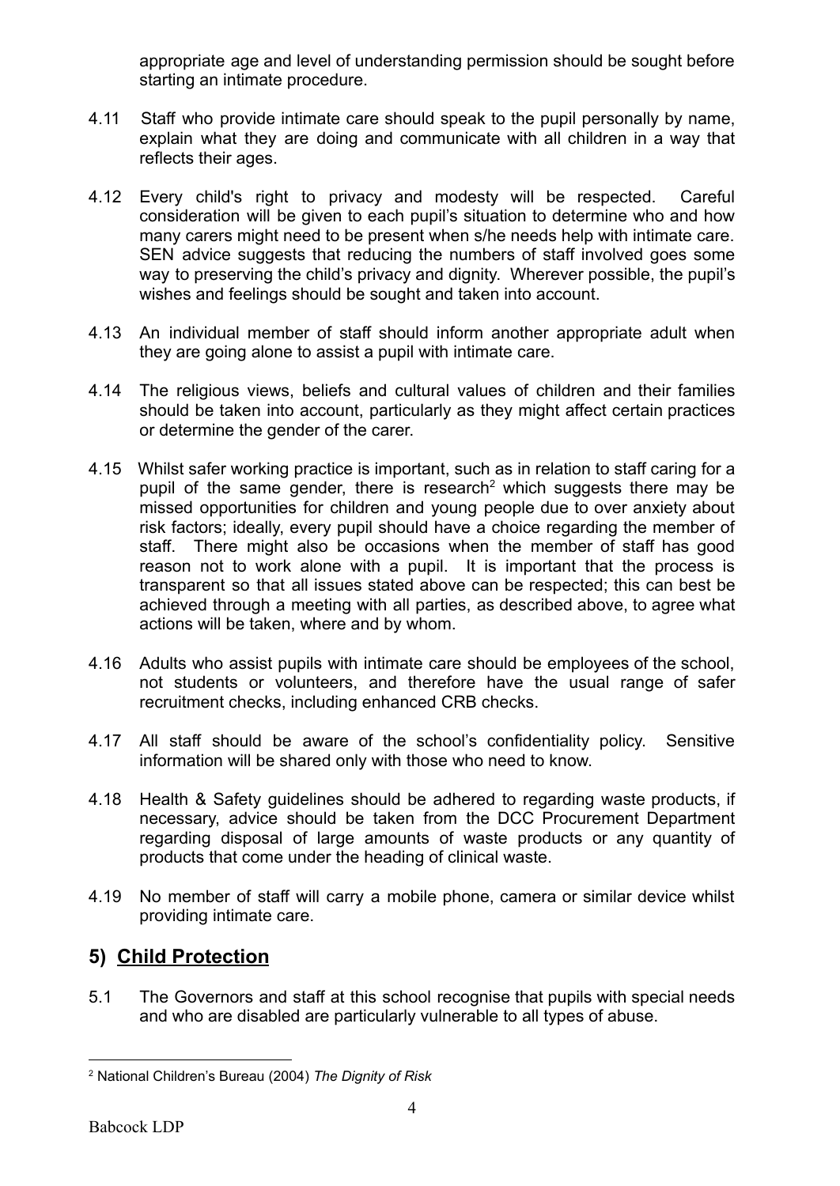appropriate age and level of understanding permission should be sought before starting an intimate procedure.

4.11 Staff who provide intimate care should speak to the pupil personally by name, explain what they are doing and communicate with all children in a way that reflects their ages.

4.12 Every child's right to privacy and modesty will be respected. Careful consideration will be given to each pupil's situation to determine who and how many carers might need to be present when s/he needs help with intimate care. SEN advice suggests that reducing the numbers of staff involved goes some way to preserving the child's privacy and dignity. Wherever possible, the pupil's wishes and feelings should be sought and taken into account.

4.13 An individual member of staff should inform another appropriate adult when they are going alone to assist a pupil with intimate care.

4.14 The religious views, beliefs and cultural values of children and their families should be taken into account, particularly as they might affect certain practices or determine the gender of the carer.

4.15 Whilst safer working practice is important, such as in relation to staff caring for a pupil of the same gender, there is research[2] which suggests there may be missed opportunities for children and young people due to over anxiety about risk factors; ideally, every pupil should have a choice regarding the member of staff. There might also be occasions when the member of staff has good reason not to work alone with a pupil. It is important that the process is transparent so that all issues stated above can be respected; this can best be achieved through a meeting with all parties, as described above, to agree what actions will be taken, where and by whom.

4.16 Adults who assist pupils with intimate care should be employees of the school, not students or volunteers, and therefore have the usual range of safer recruitment checks, including enhanced CRB checks.

4.17 All staff should be aware of the school's confidentiality policy. Sensitive information will be shared only with those who need to know.

4.18 Health & Safety guidelines should be adhered to regarding waste products, if necessary, advice should be taken from the DCC Procurement Department regarding disposal of large amounts of waste products or any quantity of products that come under the heading of clinical waste.

4.19 No member of staff will carry a mobile phone, camera or similar device whilst providing intimate care.

## 5) <u>Child Protection</u>

5.1 The Governors and staff at this school recognise that pupils with special needs and who are disabled are particularly vulnerable to all types of abuse.

---

[2] National Children's Bureau (2004) *The Dignity of Risk*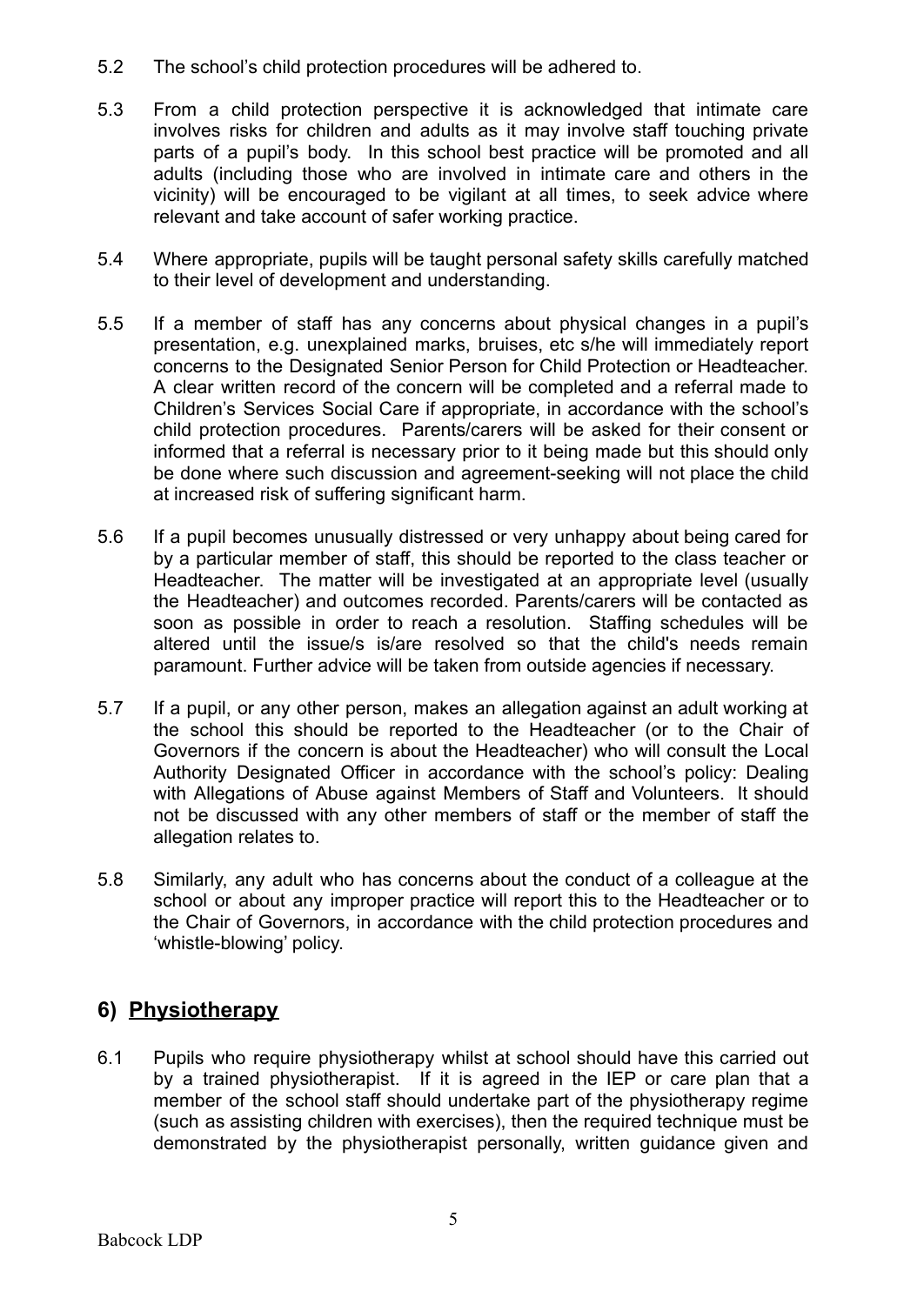5.2 The school's child protection procedures will be adhered to.

5.3 From a child protection perspective it is acknowledged that intimate care involves risks for children and adults as it may involve staff touching private parts of a pupil's body. In this school best practice will be promoted and all adults (including those who are involved in intimate care and others in the vicinity) will be encouraged to be vigilant at all times, to seek advice where relevant and take account of safer working practice.

5.4 Where appropriate, pupils will be taught personal safety skills carefully matched to their level of development and understanding.

5.5 If a member of staff has any concerns about physical changes in a pupil's presentation, e.g. unexplained marks, bruises, etc s/he will immediately report concerns to the Designated Senior Person for Child Protection or Headteacher. A clear written record of the concern will be completed and a referral made to Children's Services Social Care if appropriate, in accordance with the school's child protection procedures. Parents/carers will be asked for their consent or informed that a referral is necessary prior to it being made but this should only be done where such discussion and agreement-seeking will not place the child at increased risk of suffering significant harm.

5.6 If a pupil becomes unusually distressed or very unhappy about being cared for by a particular member of staff, this should be reported to the class teacher or Headteacher. The matter will be investigated at an appropriate level (usually the Headteacher) and outcomes recorded. Parents/carers will be contacted as soon as possible in order to reach a resolution. Staffing schedules will be altered until the issue/s is/are resolved so that the child's needs remain paramount. Further advice will be taken from outside agencies if necessary.

5.7 If a pupil, or any other person, makes an allegation against an adult working at the school this should be reported to the Headteacher (or to the Chair of Governors if the concern is about the Headteacher) who will consult the Local Authority Designated Officer in accordance with the school's policy: Dealing with Allegations of Abuse against Members of Staff and Volunteers. It should not be discussed with any other members of staff or the member of staff the allegation relates to.

5.8 Similarly, any adult who has concerns about the conduct of a colleague at the school or about any improper practice will report this to the Headteacher or to the Chair of Governors, in accordance with the child protection procedures and 'whistle-blowing' policy.

## 6) Physiotherapy

6.1 Pupils who require physiotherapy whilst at school should have this carried out by a trained physiotherapist. If it is agreed in the IEP or care plan that a member of the school staff should undertake part of the physiotherapy regime (such as assisting children with exercises), then the required technique must be demonstrated by the physiotherapist personally, written guidance given and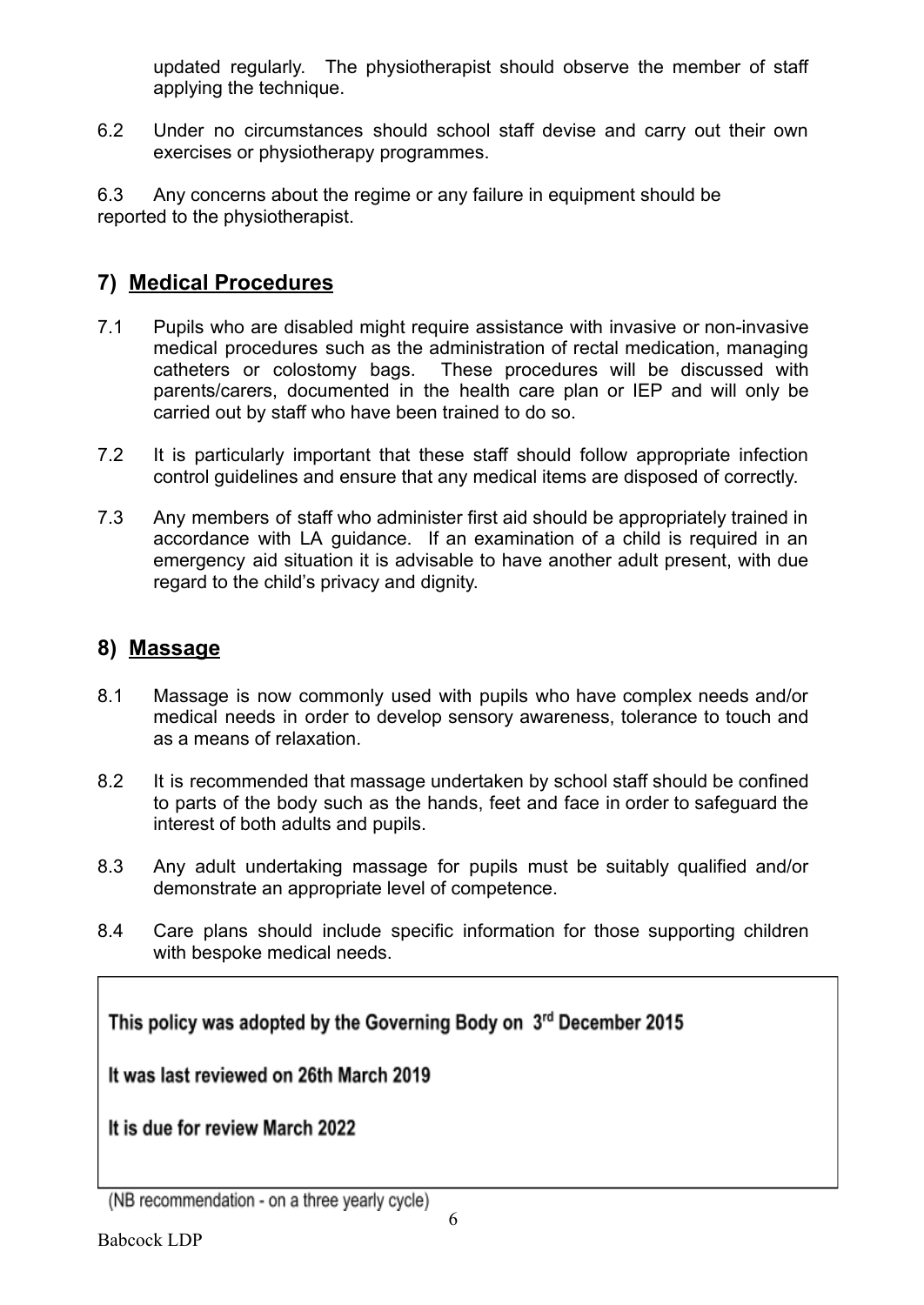updated regularly. The physiotherapist should observe the member of staff applying the technique.

6.2 Under no circumstances should school staff devise and carry out their own exercises or physiotherapy programmes.

6.3 Any concerns about the regime or any failure in equipment should be reported to the physiotherapist.

## 7) Medical Procedures

7.1 Pupils who are disabled might require assistance with invasive or non-invasive medical procedures such as the administration of rectal medication, managing catheters or colostomy bags. These procedures will be discussed with parents/carers, documented in the health care plan or IEP and will only be carried out by staff who have been trained to do so.

7.2 It is particularly important that these staff should follow appropriate infection control guidelines and ensure that any medical items are disposed of correctly.

7.3 Any members of staff who administer first aid should be appropriately trained in accordance with LA guidance. If an examination of a child is required in an emergency aid situation it is advisable to have another adult present, with due regard to the child's privacy and dignity.

## 8) Massage

8.1 Massage is now commonly used with pupils who have complex needs and/or medical needs in order to develop sensory awareness, tolerance to touch and as a means of relaxation.

8.2 It is recommended that massage undertaken by school staff should be confined to parts of the body such as the hands, feet and face in order to safeguard the interest of both adults and pupils.

8.3 Any adult undertaking massage for pupils must be suitably qualified and/or demonstrate an appropriate level of competence.

8.4 Care plans should include specific information for those supporting children with bespoke medical needs.

**This policy was adopted by the Governing Body on 3rd December 2015**

**It was last reviewed on 26th March 2019**

**It is due for review March 2022**

(NB recommendation - on a three yearly cycle)

Babcock LDP